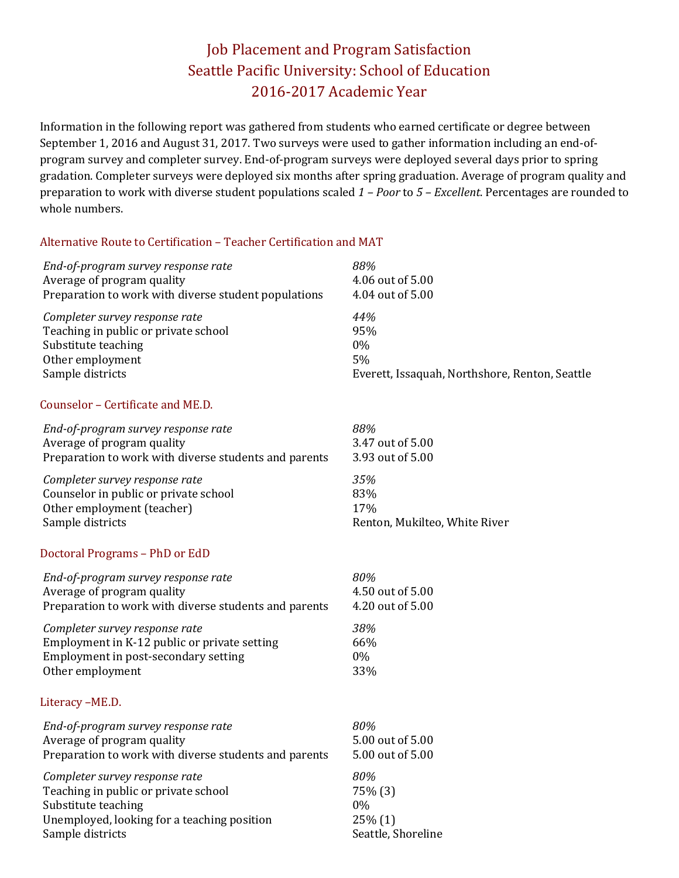# Job Placement and Program Satisfaction
# Seattle Pacific University: School of Education
# 2016-2017 Academic Year

Information in the following report was gathered from students who earned certificate or degree between September 1, 2016 and August 31, 2017. Two surveys were used to gather information including an end-of-program survey and completer survey. End-of-program surveys were deployed several days prior to spring gradation. Completer surveys were deployed six months after spring graduation. Average of program quality and preparation to work with diverse student populations scaled *1 – Poor* to *5 – Excellent*. Percentages are rounded to whole numbers.

## Alternative Route to Certification – Teacher Certification and MAT

| | |
|---|---|
| *End-of-program survey response rate* | *88%* |
| Average of program quality | 4.06 out of 5.00 |
| Preparation to work with diverse student populations | 4.04 out of 5.00 |
| *Completer survey response rate* | *44%* |
| Teaching in public or private school | 95% |
| Substitute teaching | 0% |
| Other employment | 5% |
| Sample districts | Everett, Issaquah, Northshore, Renton, Seattle |

## Counselor – Certificate and ME.D.

| | |
|---|---|
| *End-of-program survey response rate* | *88%* |
| Average of program quality | 3.47 out of 5.00 |
| Preparation to work with diverse students and parents | 3.93 out of 5.00 |
| *Completer survey response rate* | *35%* |
| Counselor in public or private school | 83% |
| Other employment (teacher) | 17% |
| Sample districts | Renton, Mukilteo, White River |

## Doctoral Programs – PhD or EdD

| | |
|---|---|
| *End-of-program survey response rate* | *80%* |
| Average of program quality | 4.50 out of 5.00 |
| Preparation to work with diverse students and parents | 4.20 out of 5.00 |
| *Completer survey response rate* | *38%* |
| Employment in K-12 public or private setting | 66% |
| Employment in post-secondary setting | 0% |
| Other employment | 33% |

## Literacy –ME.D.

| | |
|---|---|
| *End-of-program survey response rate* | *80%* |
| Average of program quality | 5.00 out of 5.00 |
| Preparation to work with diverse students and parents | 5.00 out of 5.00 |
| *Completer survey response rate* | *80%* |
| Teaching in public or private school | 75% (3) |
| Substitute teaching | 0% |
| Unemployed, looking for a teaching position | 25% (1) |
| Sample districts | Seattle, Shoreline |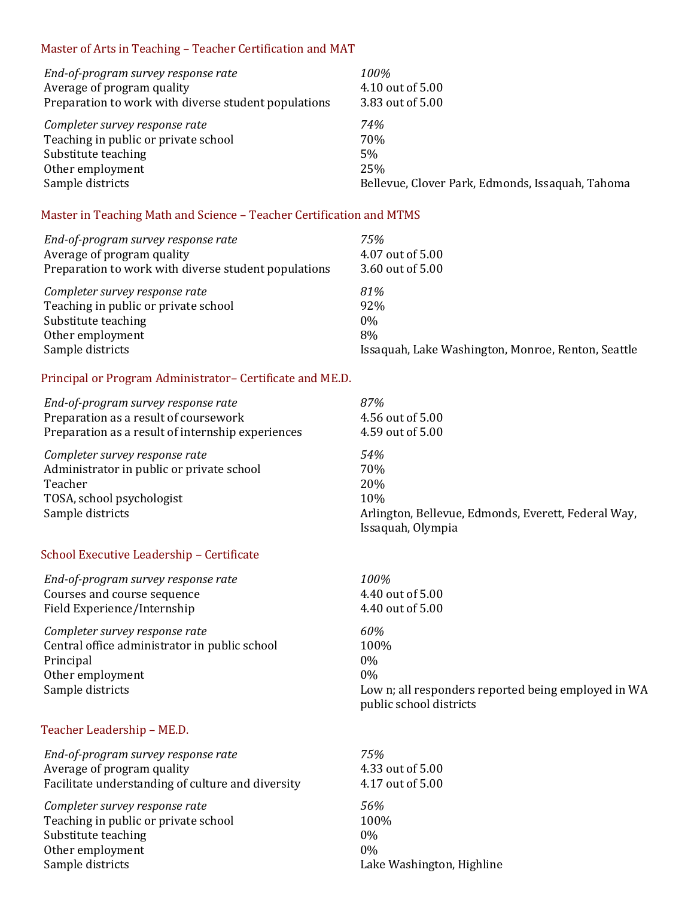### Master of Arts in Teaching – Teacher Certification and MAT

| | |
|---|---|
| *End-of-program survey response rate* | *100%* |
| Average of program quality | 4.10 out of 5.00 |
| Preparation to work with diverse student populations | 3.83 out of 5.00 |
| *Completer survey response rate* | *74%* |
| Teaching in public or private school | 70% |
| Substitute teaching | 5% |
| Other employment | 25% |
| Sample districts | Bellevue, Clover Park, Edmonds, Issaquah, Tahoma |

### Master in Teaching Math and Science – Teacher Certification and MTMS

| | |
|---|---|
| *End-of-program survey response rate* | *75%* |
| Average of program quality | 4.07 out of 5.00 |
| Preparation to work with diverse student populations | 3.60 out of 5.00 |
| *Completer survey response rate* | *81%* |
| Teaching in public or private school | 92% |
| Substitute teaching | 0% |
| Other employment | 8% |
| Sample districts | Issaquah, Lake Washington, Monroe, Renton, Seattle |

### Principal or Program Administrator– Certificate and ME.D.

| | |
|---|---|
| *End-of-program survey response rate* | *87%* |
| Preparation as a result of coursework | 4.56 out of 5.00 |
| Preparation as a result of internship experiences | 4.59 out of 5.00 |
| *Completer survey response rate* | *54%* |
| Administrator in public or private school | 70% |
| Teacher | 20% |
| TOSA, school psychologist | 10% |
| Sample districts | Arlington, Bellevue, Edmonds, Everett, Federal Way, Issaquah, Olympia |

### School Executive Leadership – Certificate

| | |
|---|---|
| *End-of-program survey response rate* | *100%* |
| Courses and course sequence | 4.40 out of 5.00 |
| Field Experience/Internship | 4.40 out of 5.00 |
| *Completer survey response rate* | *60%* |
| Central office administrator in public school | 100% |
| Principal | 0% |
| Other employment | 0% |
| Sample districts | Low n; all responders reported being employed in WA public school districts |

### Teacher Leadership – ME.D.

| | |
|---|---|
| *End-of-program survey response rate* | *75%* |
| Average of program quality | 4.33 out of 5.00 |
| Facilitate understanding of culture and diversity | 4.17 out of 5.00 |
| *Completer survey response rate* | *56%* |
| Teaching in public or private school | 100% |
| Substitute teaching | 0% |
| Other employment | 0% |
| Sample districts | Lake Washington, Highline |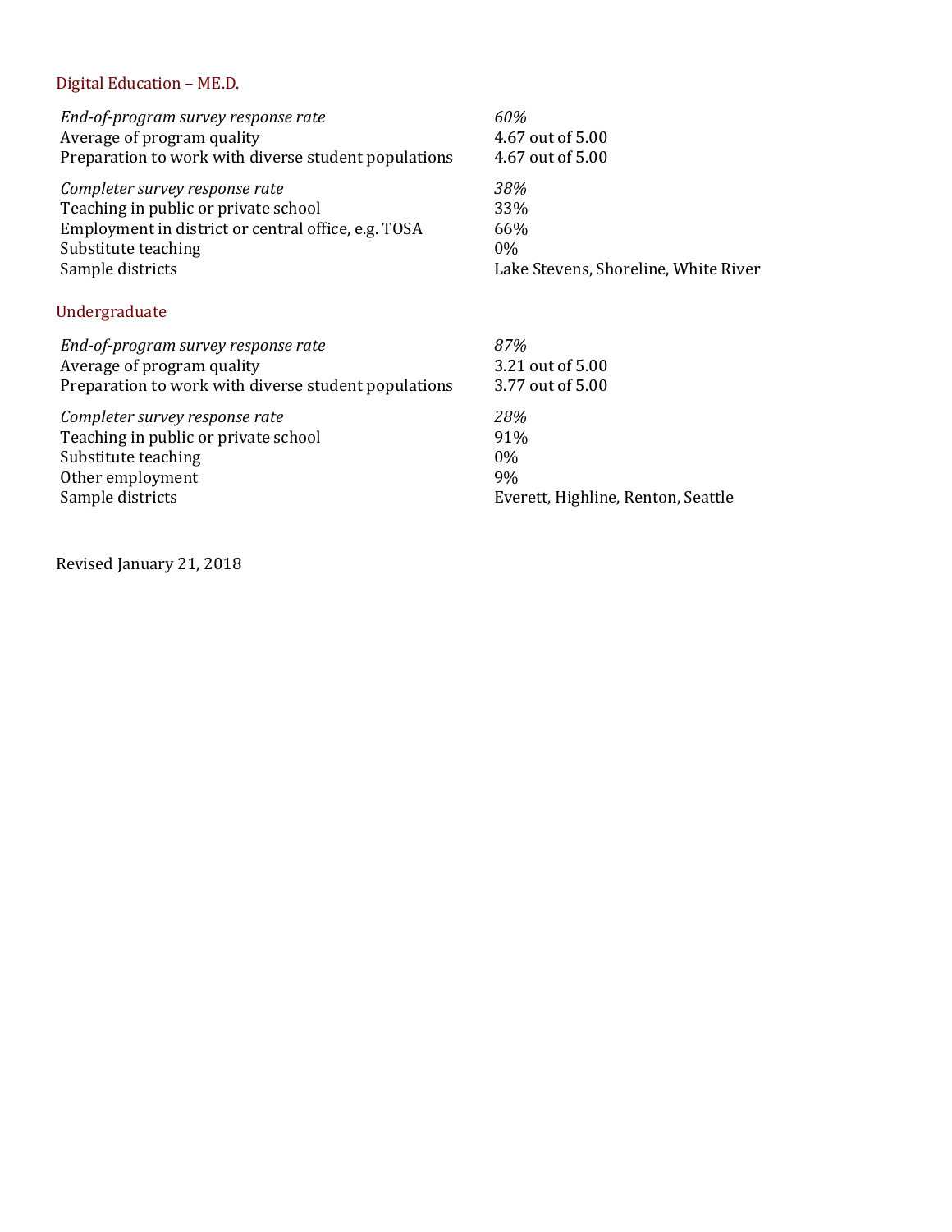## Digital Education – ME.D.

| | |
|---|---|
| *End-of-program survey response rate* | *60%* |
| Average of program quality | 4.67 out of 5.00 |
| Preparation to work with diverse student populations | 4.67 out of 5.00 |
| *Completer survey response rate* | *38%* |
| Teaching in public or private school | 33% |
| Employment in district or central office, e.g. TOSA | 66% |
| Substitute teaching | 0% |
| Sample districts | Lake Stevens, Shoreline, White River |

## Undergraduate

| | |
|---|---|
| *End-of-program survey response rate* | *87%* |
| Average of program quality | 3.21 out of 5.00 |
| Preparation to work with diverse student populations | 3.77 out of 5.00 |
| *Completer survey response rate* | *28%* |
| Teaching in public or private school | 91% |
| Substitute teaching | 0% |
| Other employment | 9% |
| Sample districts | Everett, Highline, Renton, Seattle |

Revised January 21, 2018